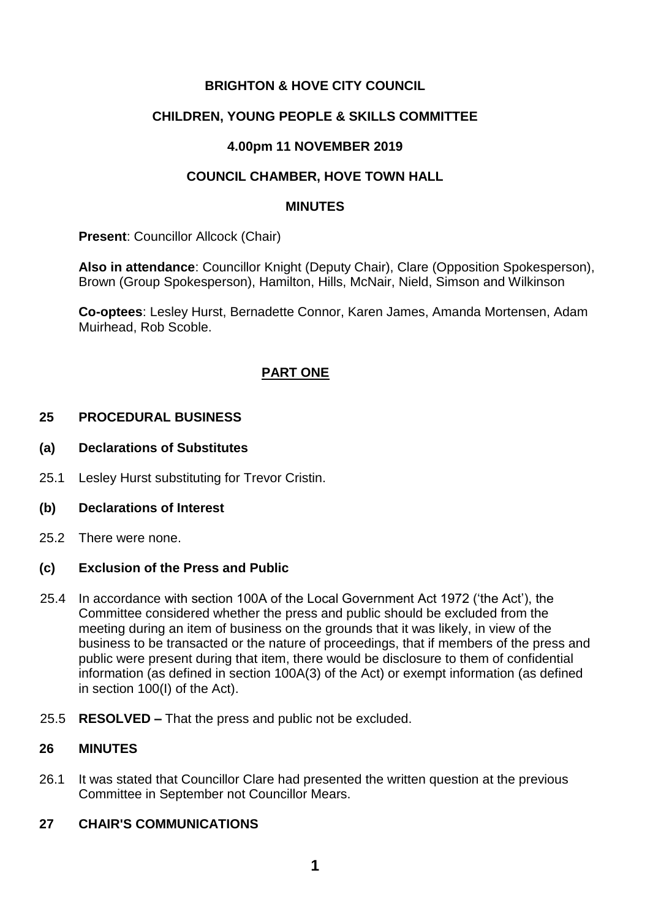**BRIGHTON & HOVE CITY COUNCIL**

**CHILDREN, YOUNG PEOPLE & SKILLS COMMITTEE**

**4.00pm 11 NOVEMBER 2019**

**COUNCIL CHAMBER, HOVE TOWN HALL**

**MINUTES**

**Present**: Councillor Allcock (Chair)

**Also in attendance**: Councillor Knight (Deputy Chair), Clare (Opposition Spokesperson), Brown (Group Spokesperson), Hamilton, Hills, McNair, Nield, Simson and Wilkinson

**Co-optees**: Lesley Hurst, Bernadette Connor, Karen James, Amanda Mortensen, Adam Muirhead, Rob Scoble.

**PART ONE**

**25 PROCEDURAL BUSINESS**

**(a) Declarations of Substitutes**

25.1 Lesley Hurst substituting for Trevor Cristin.

**(b) Declarations of Interest**

25.2 There were none.

**(c) Exclusion of the Press and Public**

25.4 In accordance with section 100A of the Local Government Act 1972 ('the Act'), the Committee considered whether the press and public should be excluded from the meeting during an item of business on the grounds that it was likely, in view of the business to be transacted or the nature of proceedings, that if members of the press and public were present during that item, there would be disclosure to them of confidential information (as defined in section 100A(3) of the Act) or exempt information (as defined in section 100(I) of the Act).

25.5 **RESOLVED –** That the press and public not be excluded.

**26 MINUTES**

26.1 It was stated that Councillor Clare had presented the written question at the previous Committee in September not Councillor Mears.

**27 CHAIR'S COMMUNICATIONS**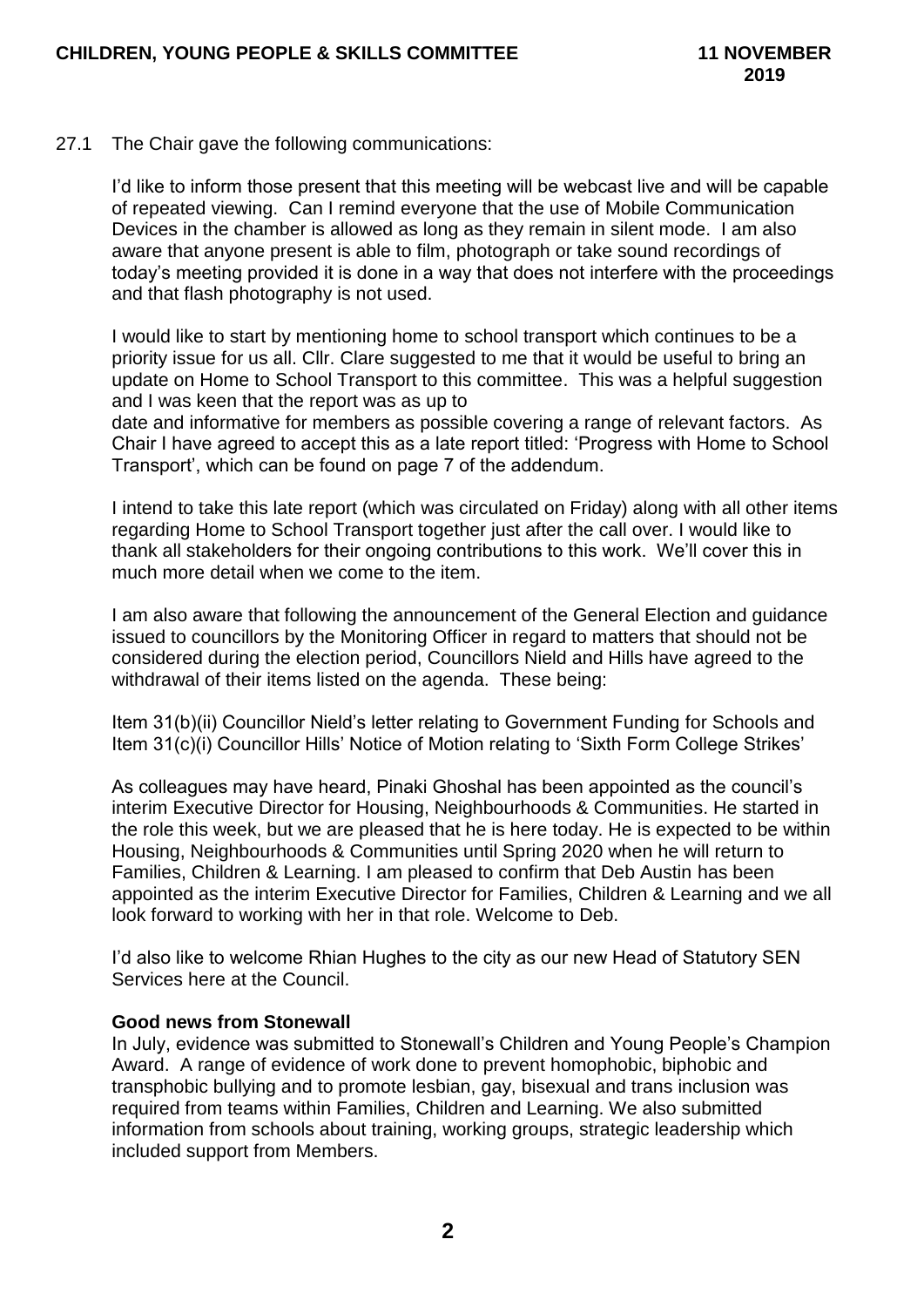27.1 The Chair gave the following communications:

I'd like to inform those present that this meeting will be webcast live and will be capable of repeated viewing. Can I remind everyone that the use of Mobile Communication Devices in the chamber is allowed as long as they remain in silent mode. I am also aware that anyone present is able to film, photograph or take sound recordings of today's meeting provided it is done in a way that does not interfere with the proceedings and that flash photography is not used.

I would like to start by mentioning home to school transport which continues to be a priority issue for us all. Cllr. Clare suggested to me that it would be useful to bring an update on Home to School Transport to this committee. This was a helpful suggestion and I was keen that the report was as up to date and informative for members as possible covering a range of relevant factors. As Chair I have agreed to accept this as a late report titled: 'Progress with Home to School Transport', which can be found on page 7 of the addendum.

I intend to take this late report (which was circulated on Friday) along with all other items regarding Home to School Transport together just after the call over. I would like to thank all stakeholders for their ongoing contributions to this work. We'll cover this in much more detail when we come to the item.

I am also aware that following the announcement of the General Election and guidance issued to councillors by the Monitoring Officer in regard to matters that should not be considered during the election period, Councillors Nield and Hills have agreed to the withdrawal of their items listed on the agenda. These being:

Item 31(b)(ii) Councillor Nield's letter relating to Government Funding for Schools and Item 31(c)(i) Councillor Hills' Notice of Motion relating to 'Sixth Form College Strikes'

As colleagues may have heard, Pinaki Ghoshal has been appointed as the council's interim Executive Director for Housing, Neighbourhoods & Communities. He started in the role this week, but we are pleased that he is here today. He is expected to be within Housing, Neighbourhoods & Communities until Spring 2020 when he will return to Families, Children & Learning. I am pleased to confirm that Deb Austin has been appointed as the interim Executive Director for Families, Children & Learning and we all look forward to working with her in that role. Welcome to Deb.

I'd also like to welcome Rhian Hughes to the city as our new Head of Statutory SEN Services here at the Council.

**Good news from Stonewall**

In July, evidence was submitted to Stonewall's Children and Young People's Champion Award. A range of evidence of work done to prevent homophobic, biphobic and transphobic bullying and to promote lesbian, gay, bisexual and trans inclusion was required from teams within Families, Children and Learning. We also submitted information from schools about training, working groups, strategic leadership which included support from Members.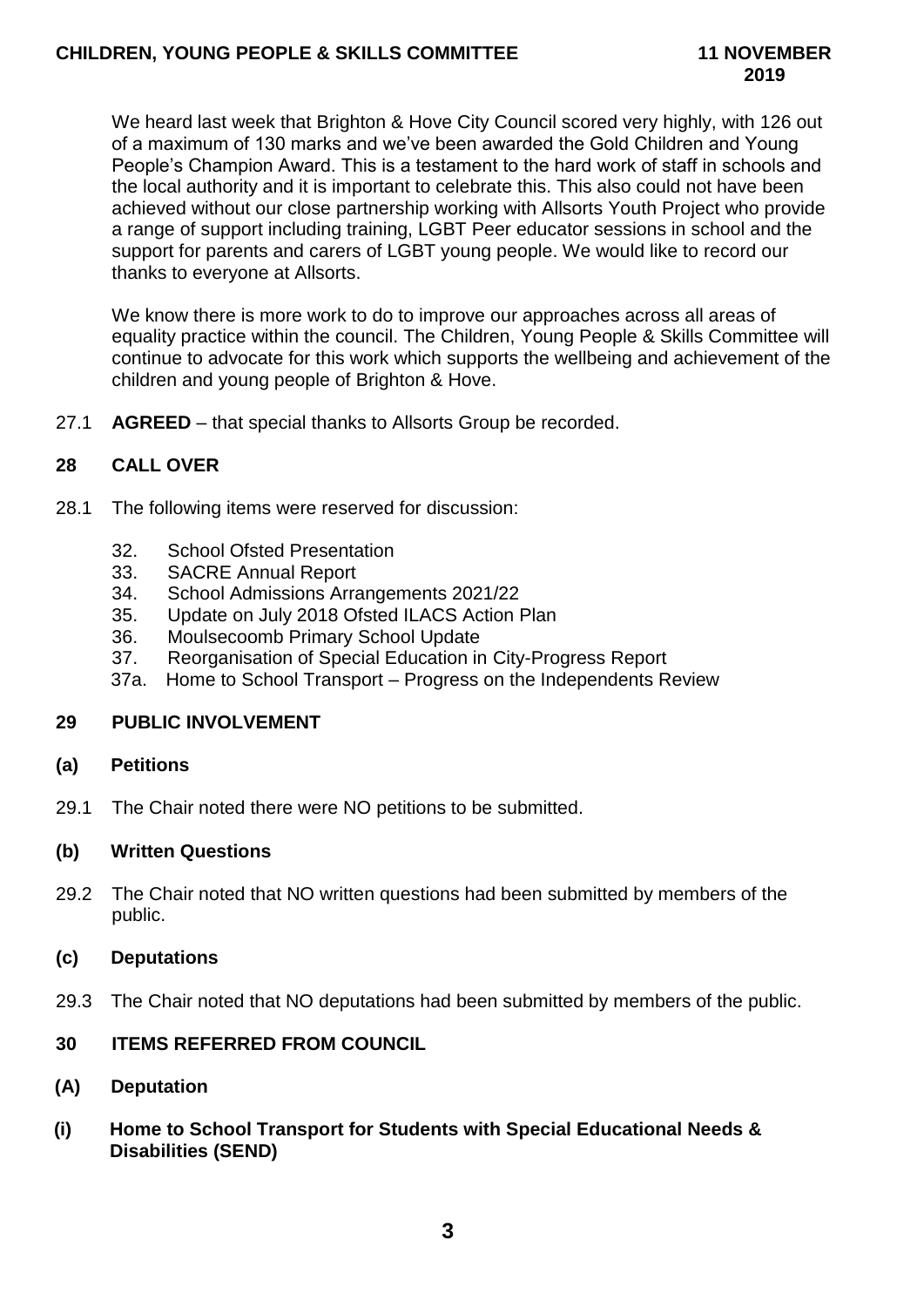We heard last week that Brighton & Hove City Council scored very highly, with 126 out of a maximum of 130 marks and we've been awarded the Gold Children and Young People's Champion Award. This is a testament to the hard work of staff in schools and the local authority and it is important to celebrate this. This also could not have been achieved without our close partnership working with Allsorts Youth Project who provide a range of support including training, LGBT Peer educator sessions in school and the support for parents and carers of LGBT young people. We would like to record our thanks to everyone at Allsorts.

We know there is more work to do to improve our approaches across all areas of equality practice within the council. The Children, Young People & Skills Committee will continue to advocate for this work which supports the wellbeing and achievement of the children and young people of Brighton & Hove.

27.1 **AGREED** – that special thanks to Allsorts Group be recorded.

## 28 CALL OVER

28.1 The following items were reserved for discussion:

- 32. School Ofsted Presentation
- 33. SACRE Annual Report
- 34. School Admissions Arrangements 2021/22
- 35. Update on July 2018 Ofsted ILACS Action Plan
- 36. Moulsecoomb Primary School Update
- 37. Reorganisation of Special Education in City-Progress Report
- 37a. Home to School Transport – Progress on the Independents Review

## 29 PUBLIC INVOLVEMENT

### (a) Petitions

29.1 The Chair noted there were NO petitions to be submitted.

### (b) Written Questions

29.2 The Chair noted that NO written questions had been submitted by members of the public.

### (c) Deputations

29.3 The Chair noted that NO deputations had been submitted by members of the public.

## 30 ITEMS REFERRED FROM COUNCIL

### (A) Deputation

### (i) Home to School Transport for Students with Special Educational Needs & Disabilities (SEND)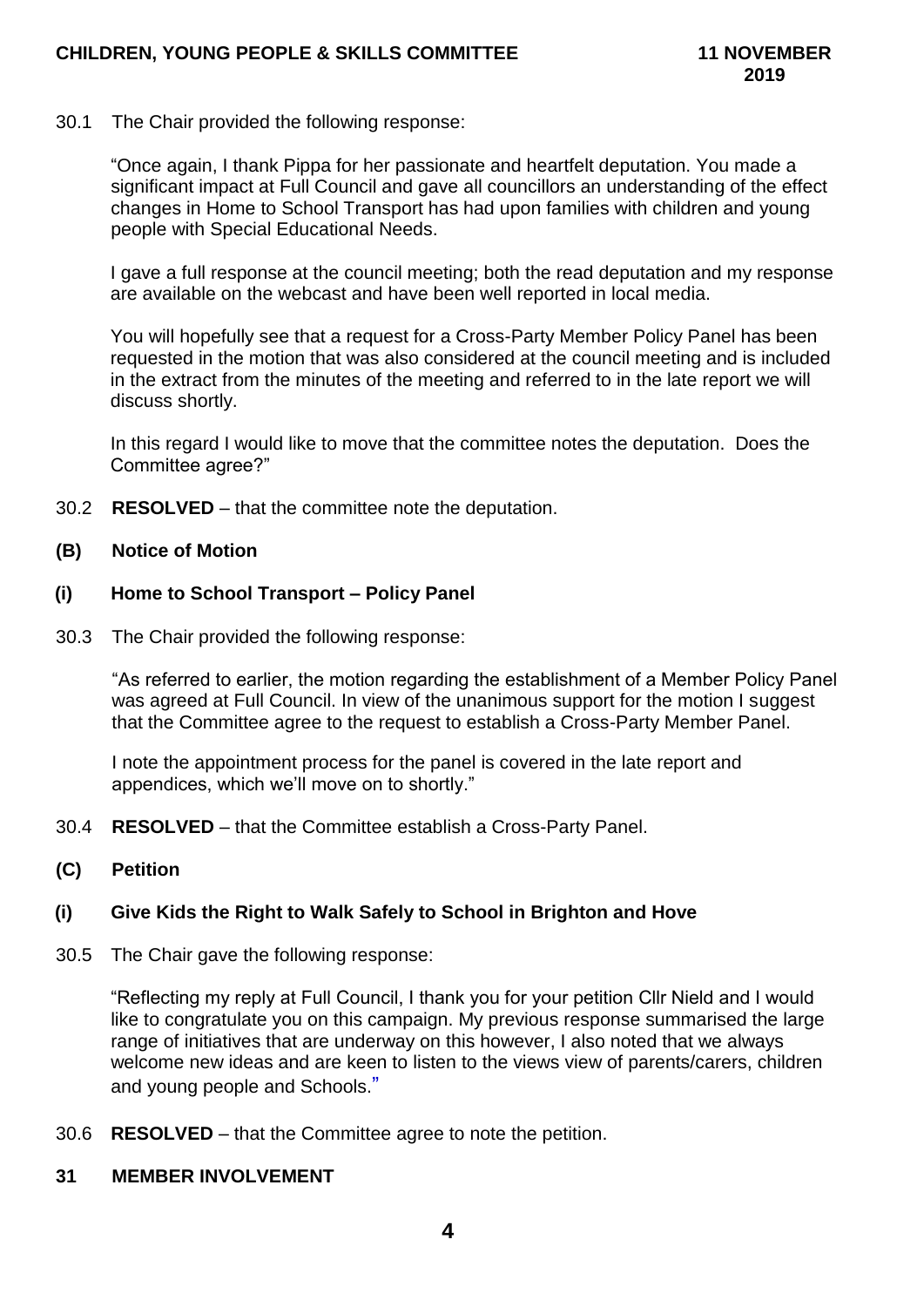30.1 The Chair provided the following response:

"Once again, I thank Pippa for her passionate and heartfelt deputation. You made a significant impact at Full Council and gave all councillors an understanding of the effect changes in Home to School Transport has had upon families with children and young people with Special Educational Needs.

I gave a full response at the council meeting; both the read deputation and my response are available on the webcast and have been well reported in local media.

You will hopefully see that a request for a Cross-Party Member Policy Panel has been requested in the motion that was also considered at the council meeting and is included in the extract from the minutes of the meeting and referred to in the late report we will discuss shortly.

In this regard I would like to move that the committee notes the deputation. Does the Committee agree?"

30.2 **RESOLVED** – that the committee note the deputation.

## (B) Notice of Motion

### (i) Home to School Transport – Policy Panel

30.3 The Chair provided the following response:

"As referred to earlier, the motion regarding the establishment of a Member Policy Panel was agreed at Full Council. In view of the unanimous support for the motion I suggest that the Committee agree to the request to establish a Cross-Party Member Panel.

I note the appointment process for the panel is covered in the late report and appendices, which we'll move on to shortly."

30.4 **RESOLVED** – that the Committee establish a Cross-Party Panel.

## (C) Petition

### (i) Give Kids the Right to Walk Safely to School in Brighton and Hove

30.5 The Chair gave the following response:

"Reflecting my reply at Full Council, I thank you for your petition Cllr Nield and I would like to congratulate you on this campaign. My previous response summarised the large range of initiatives that are underway on this however, I also noted that we always welcome new ideas and are keen to listen to the views view of parents/carers, children and young people and Schools."

30.6 **RESOLVED** – that the Committee agree to note the petition.

## 31 MEMBER INVOLVEMENT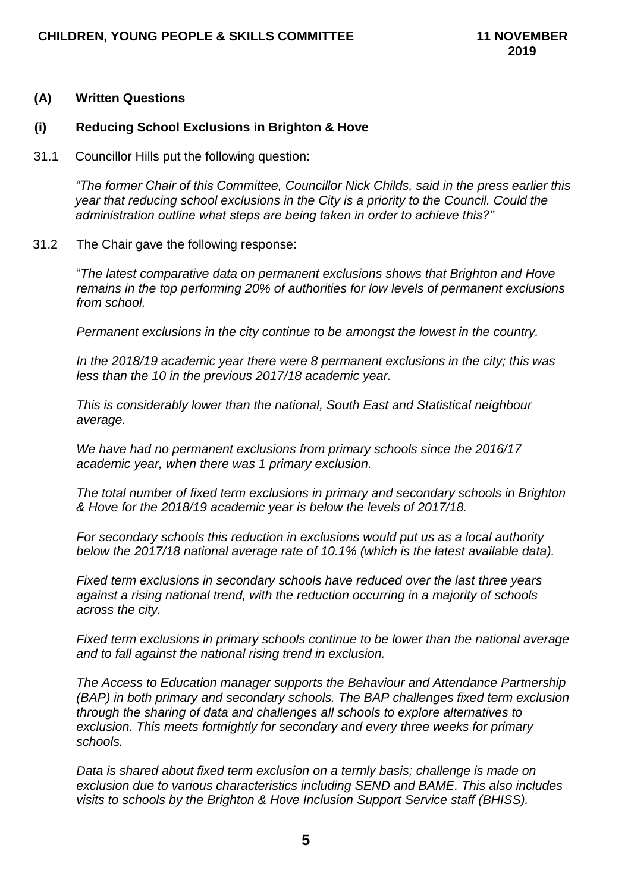**(A) Written Questions**

**(i) Reducing School Exclusions in Brighton & Hove**

31.1 Councillor Hills put the following question:

*"The former Chair of this Committee, Councillor Nick Childs, said in the press earlier this year that reducing school exclusions in the City is a priority to the Council. Could the administration outline what steps are being taken in order to achieve this?"*

31.2 The Chair gave the following response:

"*The latest comparative data on permanent exclusions shows that Brighton and Hove remains in the top performing 20% of authorities for low levels of permanent exclusions from school.*

*Permanent exclusions in the city continue to be amongst the lowest in the country.*

*In the 2018/19 academic year there were 8 permanent exclusions in the city; this was less than the 10 in the previous 2017/18 academic year.*

*This is considerably lower than the national, South East and Statistical neighbour average.*

*We have had no permanent exclusions from primary schools since the 2016/17 academic year, when there was 1 primary exclusion.*

*The total number of fixed term exclusions in primary and secondary schools in Brighton & Hove for the 2018/19 academic year is below the levels of 2017/18.*

*For secondary schools this reduction in exclusions would put us as a local authority below the 2017/18 national average rate of 10.1% (which is the latest available data).*

*Fixed term exclusions in secondary schools have reduced over the last three years against a rising national trend, with the reduction occurring in a majority of schools across the city.*

*Fixed term exclusions in primary schools continue to be lower than the national average and to fall against the national rising trend in exclusion.*

*The Access to Education manager supports the Behaviour and Attendance Partnership (BAP) in both primary and secondary schools. The BAP challenges fixed term exclusion through the sharing of data and challenges all schools to explore alternatives to exclusion. This meets fortnightly for secondary and every three weeks for primary schools.*

*Data is shared about fixed term exclusion on a termly basis; challenge is made on exclusion due to various characteristics including SEND and BAME. This also includes visits to schools by the Brighton & Hove Inclusion Support Service staff (BHISS).*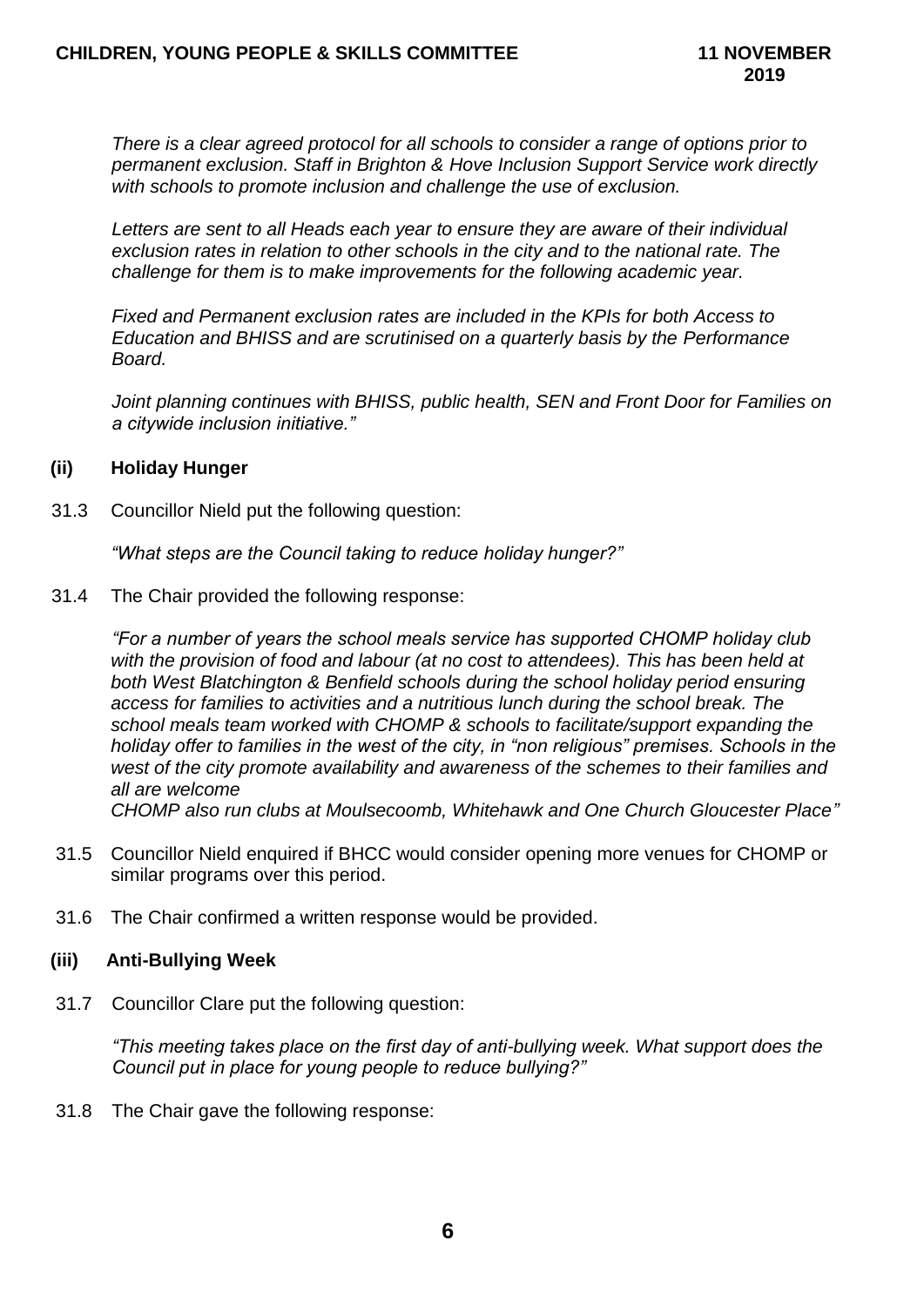*There is a clear agreed protocol for all schools to consider a range of options prior to permanent exclusion. Staff in Brighton & Hove Inclusion Support Service work directly with schools to promote inclusion and challenge the use of exclusion.*

*Letters are sent to all Heads each year to ensure they are aware of their individual exclusion rates in relation to other schools in the city and to the national rate. The challenge for them is to make improvements for the following academic year.*

*Fixed and Permanent exclusion rates are included in the KPIs for both Access to Education and BHISS and are scrutinised on a quarterly basis by the Performance Board.*

*Joint planning continues with BHISS, public health, SEN and Front Door for Families on a citywide inclusion initiative."*

**(ii) Holiday Hunger**

31.3 Councillor Nield put the following question:

*"What steps are the Council taking to reduce holiday hunger?"*

31.4 The Chair provided the following response:

*"For a number of years the school meals service has supported CHOMP holiday club with the provision of food and labour (at no cost to attendees). This has been held at both West Blatchington & Benfield schools during the school holiday period ensuring access for families to activities and a nutritious lunch during the school break. The school meals team worked with CHOMP & schools to facilitate/support expanding the holiday offer to families in the west of the city, in "non religious" premises. Schools in the west of the city promote availability and awareness of the schemes to their families and all are welcome*
*CHOMP also run clubs at Moulsecoomb, Whitehawk and One Church Gloucester Place"*

31.5 Councillor Nield enquired if BHCC would consider opening more venues for CHOMP or similar programs over this period.

31.6 The Chair confirmed a written response would be provided.

**(iii) Anti-Bullying Week**

31.7 Councillor Clare put the following question:

*"This meeting takes place on the first day of anti-bullying week. What support does the Council put in place for young people to reduce bullying?"*

31.8 The Chair gave the following response: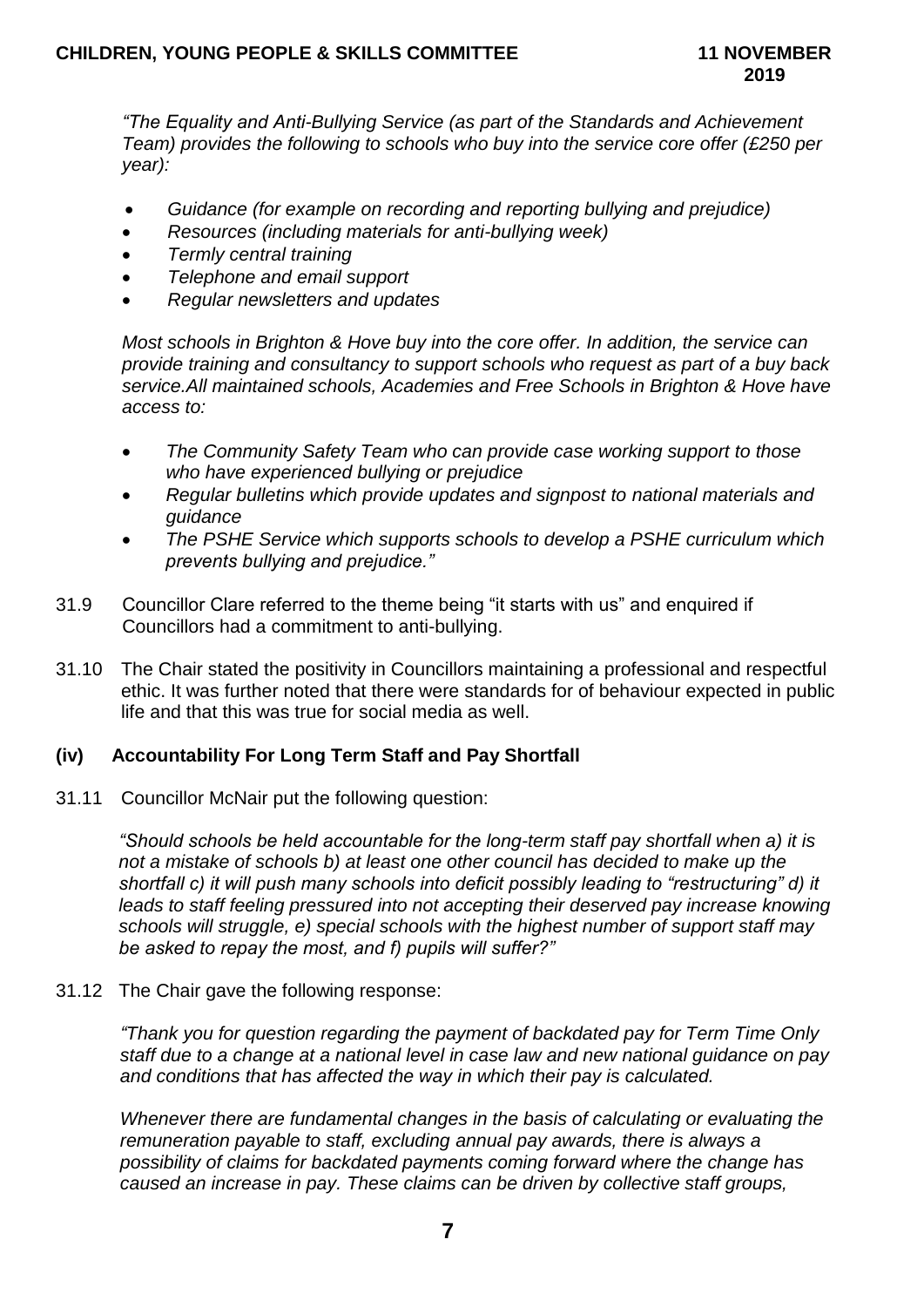*"The Equality and Anti-Bullying Service (as part of the Standards and Achievement Team) provides the following to schools who buy into the service core offer (£250 per year):*

- *Guidance (for example on recording and reporting bullying and prejudice)*
- *Resources (including materials for anti-bullying week)*
- *Termly central training*
- *Telephone and email support*
- *Regular newsletters and updates*

*Most schools in Brighton & Hove buy into the core offer. In addition, the service can provide training and consultancy to support schools who request as part of a buy back service.All maintained schools, Academies and Free Schools in Brighton & Hove have access to:*

- *The Community Safety Team who can provide case working support to those who have experienced bullying or prejudice*
- *Regular bulletins which provide updates and signpost to national materials and guidance*
- *The PSHE Service which supports schools to develop a PSHE curriculum which prevents bullying and prejudice."*

31.9 Councillor Clare referred to the theme being "it starts with us" and enquired if Councillors had a commitment to anti-bullying.

31.10 The Chair stated the positivity in Councillors maintaining a professional and respectful ethic. It was further noted that there were standards for of behaviour expected in public life and that this was true for social media as well.

### (iv) Accountability For Long Term Staff and Pay Shortfall

31.11 Councillor McNair put the following question:

*"Should schools be held accountable for the long-term staff pay shortfall when a) it is not a mistake of schools b) at least one other council has decided to make up the shortfall c) it will push many schools into deficit possibly leading to "restructuring" d) it leads to staff feeling pressured into not accepting their deserved pay increase knowing schools will struggle, e) special schools with the highest number of support staff may be asked to repay the most, and f) pupils will suffer?"*

31.12 The Chair gave the following response:

*"Thank you for question regarding the payment of backdated pay for Term Time Only staff due to a change at a national level in case law and new national guidance on pay and conditions that has affected the way in which their pay is calculated.*

*Whenever there are fundamental changes in the basis of calculating or evaluating the remuneration payable to staff, excluding annual pay awards, there is always a possibility of claims for backdated payments coming forward where the change has caused an increase in pay. These claims can be driven by collective staff groups,*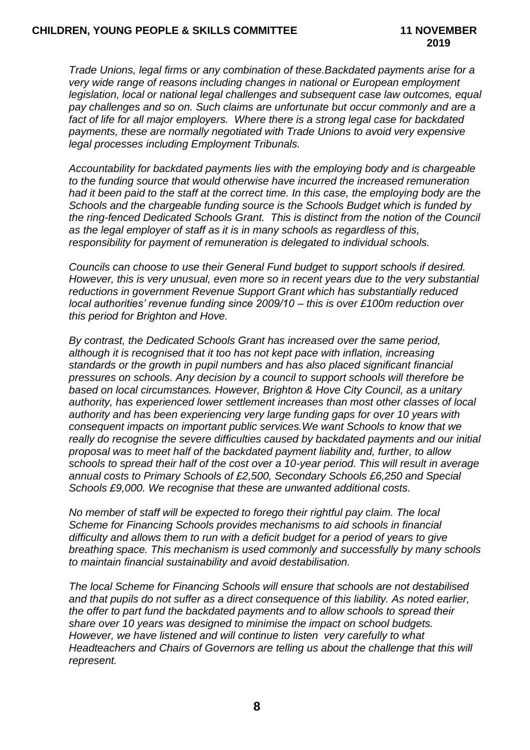*Trade Unions, legal firms or any combination of these.Backdated payments arise for a very wide range of reasons including changes in national or European employment legislation, local or national legal challenges and subsequent case law outcomes, equal pay challenges and so on. Such claims are unfortunate but occur commonly and are a fact of life for all major employers. Where there is a strong legal case for backdated payments, these are normally negotiated with Trade Unions to avoid very expensive legal processes including Employment Tribunals.*

*Accountability for backdated payments lies with the employing body and is chargeable to the funding source that would otherwise have incurred the increased remuneration had it been paid to the staff at the correct time. In this case, the employing body are the Schools and the chargeable funding source is the Schools Budget which is funded by the ring-fenced Dedicated Schools Grant. This is distinct from the notion of the Council as the legal employer of staff as it is in many schools as regardless of this, responsibility for payment of remuneration is delegated to individual schools.*

*Councils can choose to use their General Fund budget to support schools if desired. However, this is very unusual, even more so in recent years due to the very substantial reductions in government Revenue Support Grant which has substantially reduced local authorities' revenue funding since 2009/10 – this is over £100m reduction over this period for Brighton and Hove.*

*By contrast, the Dedicated Schools Grant has increased over the same period, although it is recognised that it too has not kept pace with inflation, increasing standards or the growth in pupil numbers and has also placed significant financial pressures on schools. Any decision by a council to support schools will therefore be based on local circumstances. However, Brighton & Hove City Council, as a unitary authority, has experienced lower settlement increases than most other classes of local authority and has been experiencing very large funding gaps for over 10 years with consequent impacts on important public services.We want Schools to know that we really do recognise the severe difficulties caused by backdated payments and our initial proposal was to meet half of the backdated payment liability and, further, to allow schools to spread their half of the cost over a 10-year period. This will result in average annual costs to Primary Schools of £2,500, Secondary Schools £6,250 and Special Schools £9,000. We recognise that these are unwanted additional costs.*

*No member of staff will be expected to forego their rightful pay claim. The local Scheme for Financing Schools provides mechanisms to aid schools in financial difficulty and allows them to run with a deficit budget for a period of years to give breathing space. This mechanism is used commonly and successfully by many schools to maintain financial sustainability and avoid destabilisation.*

*The local Scheme for Financing Schools will ensure that schools are not destabilised and that pupils do not suffer as a direct consequence of this liability. As noted earlier, the offer to part fund the backdated payments and to allow schools to spread their share over 10 years was designed to minimise the impact on school budgets. However, we have listened and will continue to listen very carefully to what Headteachers and Chairs of Governors are telling us about the challenge that this will represent.*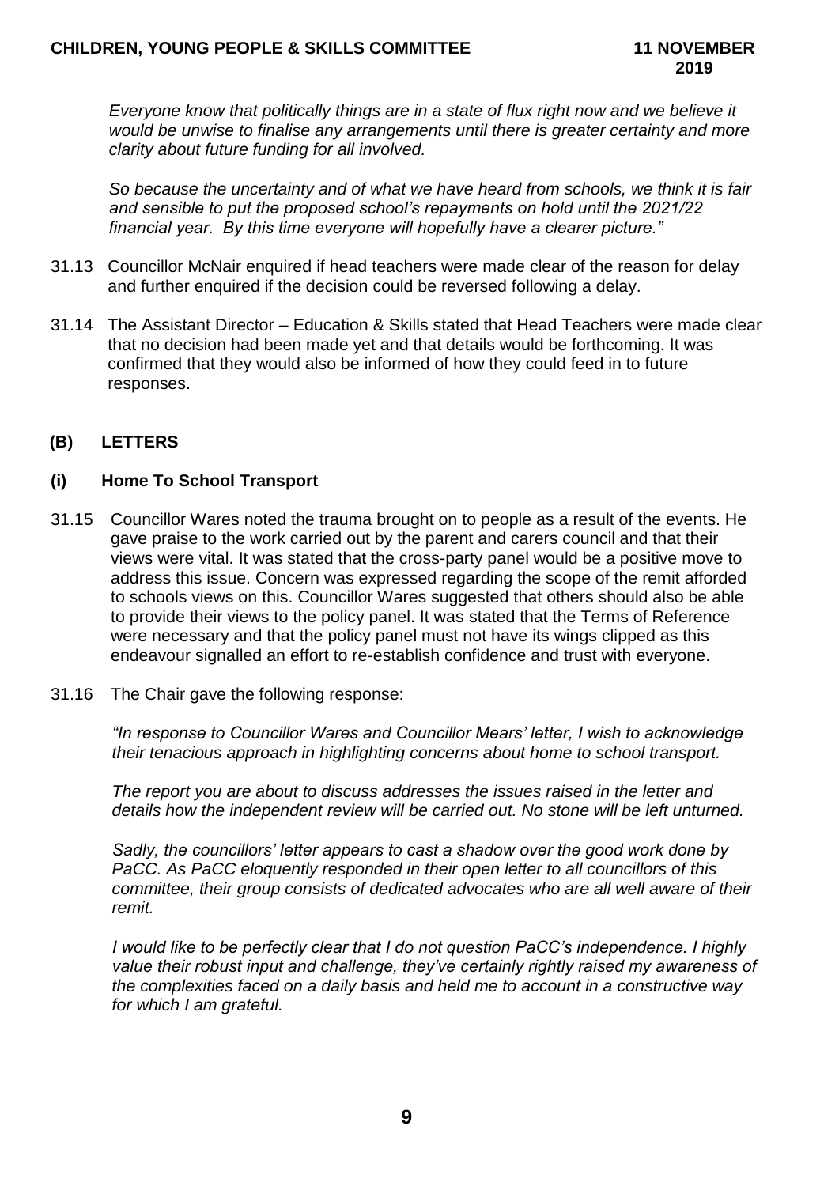*Everyone know that politically things are in a state of flux right now and we believe it would be unwise to finalise any arrangements until there is greater certainty and more clarity about future funding for all involved.*

*So because the uncertainty and of what we have heard from schools, we think it is fair and sensible to put the proposed school's repayments on hold until the 2021/22 financial year. By this time everyone will hopefully have a clearer picture."*

31.13 Councillor McNair enquired if head teachers were made clear of the reason for delay and further enquired if the decision could be reversed following a delay.

31.14 The Assistant Director – Education & Skills stated that Head Teachers were made clear that no decision had been made yet and that details would be forthcoming. It was confirmed that they would also be informed of how they could feed in to future responses.

## (B) LETTERS

### (i) Home To School Transport

31.15 Councillor Wares noted the trauma brought on to people as a result of the events. He gave praise to the work carried out by the parent and carers council and that their views were vital. It was stated that the cross-party panel would be a positive move to address this issue. Concern was expressed regarding the scope of the remit afforded to schools views on this. Councillor Wares suggested that others should also be able to provide their views to the policy panel. It was stated that the Terms of Reference were necessary and that the policy panel must not have its wings clipped as this endeavour signalled an effort to re-establish confidence and trust with everyone.

31.16 The Chair gave the following response:

*"In response to Councillor Wares and Councillor Mears' letter, I wish to acknowledge their tenacious approach in highlighting concerns about home to school transport.*

*The report you are about to discuss addresses the issues raised in the letter and details how the independent review will be carried out. No stone will be left unturned.*

*Sadly, the councillors' letter appears to cast a shadow over the good work done by PaCC. As PaCC eloquently responded in their open letter to all councillors of this committee, their group consists of dedicated advocates who are all well aware of their remit.*

*I would like to be perfectly clear that I do not question PaCC's independence. I highly value their robust input and challenge, they've certainly rightly raised my awareness of the complexities faced on a daily basis and held me to account in a constructive way for which I am grateful.*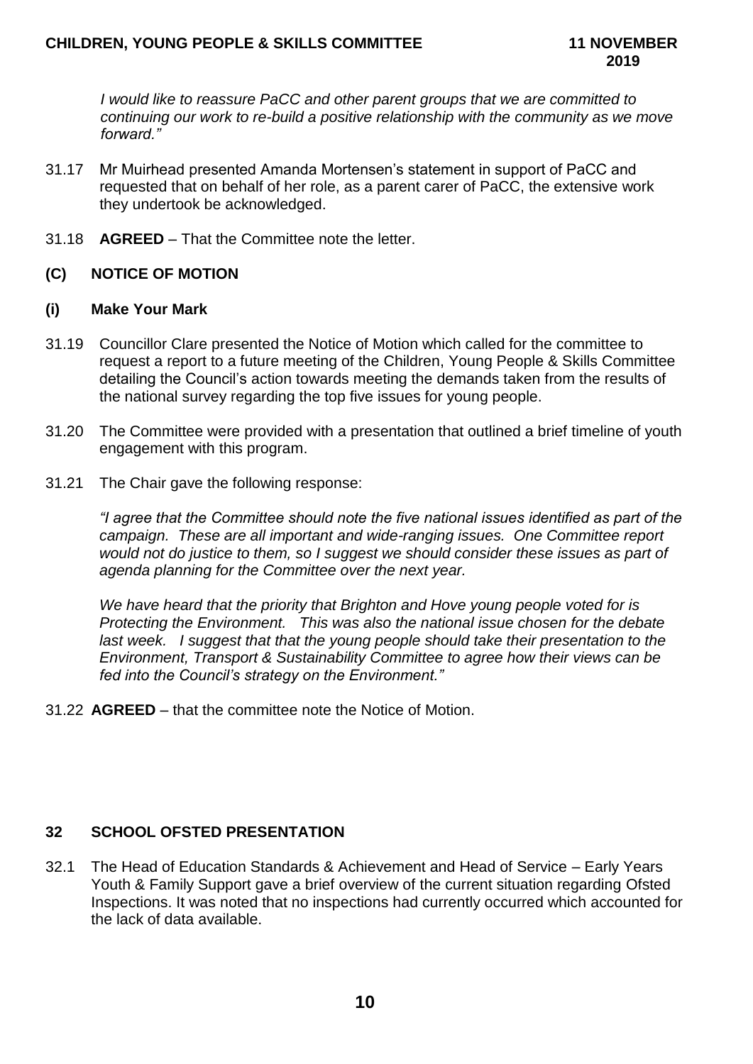*I would like to reassure PaCC and other parent groups that we are committed to continuing our work to re-build a positive relationship with the community as we move forward."*

31.17 Mr Muirhead presented Amanda Mortensen's statement in support of PaCC and requested that on behalf of her role, as a parent carer of PaCC, the extensive work they undertook be acknowledged.

31.18 **AGREED** – That the Committee note the letter.

## (C) NOTICE OF MOTION

### (i) Make Your Mark

31.19 Councillor Clare presented the Notice of Motion which called for the committee to request a report to a future meeting of the Children, Young People & Skills Committee detailing the Council's action towards meeting the demands taken from the results of the national survey regarding the top five issues for young people.

31.20 The Committee were provided with a presentation that outlined a brief timeline of youth engagement with this program.

31.21 The Chair gave the following response:

*"I agree that the Committee should note the five national issues identified as part of the campaign. These are all important and wide-ranging issues. One Committee report would not do justice to them, so I suggest we should consider these issues as part of agenda planning for the Committee over the next year.*

*We have heard that the priority that Brighton and Hove young people voted for is Protecting the Environment. This was also the national issue chosen for the debate last week. I suggest that that the young people should take their presentation to the Environment, Transport & Sustainability Committee to agree how their views can be fed into the Council's strategy on the Environment."*

31.22 **AGREED** – that the committee note the Notice of Motion.

## 32 SCHOOL OFSTED PRESENTATION

32.1 The Head of Education Standards & Achievement and Head of Service – Early Years Youth & Family Support gave a brief overview of the current situation regarding Ofsted Inspections. It was noted that no inspections had currently occurred which accounted for the lack of data available.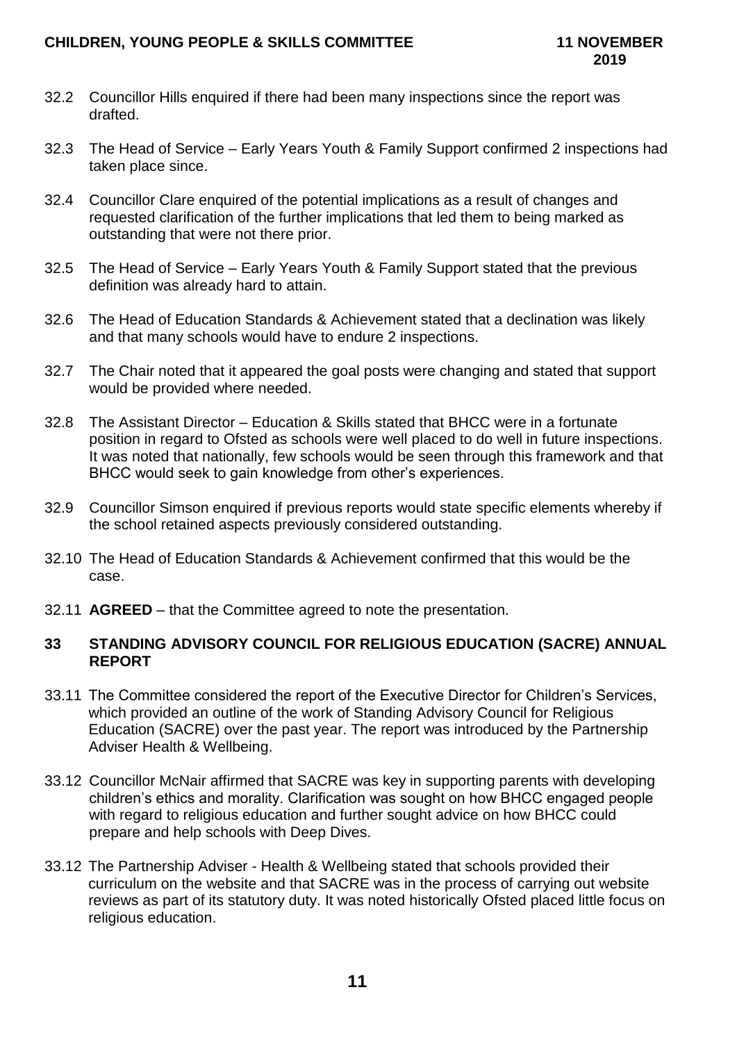32.2 Councillor Hills enquired if there had been many inspections since the report was drafted.

32.3 The Head of Service – Early Years Youth & Family Support confirmed 2 inspections had taken place since.

32.4 Councillor Clare enquired of the potential implications as a result of changes and requested clarification of the further implications that led them to being marked as outstanding that were not there prior.

32.5 The Head of Service – Early Years Youth & Family Support stated that the previous definition was already hard to attain.

32.6 The Head of Education Standards & Achievement stated that a declination was likely and that many schools would have to endure 2 inspections.

32.7 The Chair noted that it appeared the goal posts were changing and stated that support would be provided where needed.

32.8 The Assistant Director – Education & Skills stated that BHCC were in a fortunate position in regard to Ofsted as schools were well placed to do well in future inspections. It was noted that nationally, few schools would be seen through this framework and that BHCC would seek to gain knowledge from other's experiences.

32.9 Councillor Simson enquired if previous reports would state specific elements whereby if the school retained aspects previously considered outstanding.

32.10 The Head of Education Standards & Achievement confirmed that this would be the case.

32.11 **AGREED** – that the Committee agreed to note the presentation.

## 33 STANDING ADVISORY COUNCIL FOR RELIGIOUS EDUCATION (SACRE) ANNUAL REPORT

33.11 The Committee considered the report of the Executive Director for Children's Services, which provided an outline of the work of Standing Advisory Council for Religious Education (SACRE) over the past year. The report was introduced by the Partnership Adviser Health & Wellbeing.

33.12 Councillor McNair affirmed that SACRE was key in supporting parents with developing children's ethics and morality. Clarification was sought on how BHCC engaged people with regard to religious education and further sought advice on how BHCC could prepare and help schools with Deep Dives.

33.12 The Partnership Adviser - Health & Wellbeing stated that schools provided their curriculum on the website and that SACRE was in the process of carrying out website reviews as part of its statutory duty. It was noted historically Ofsted placed little focus on religious education.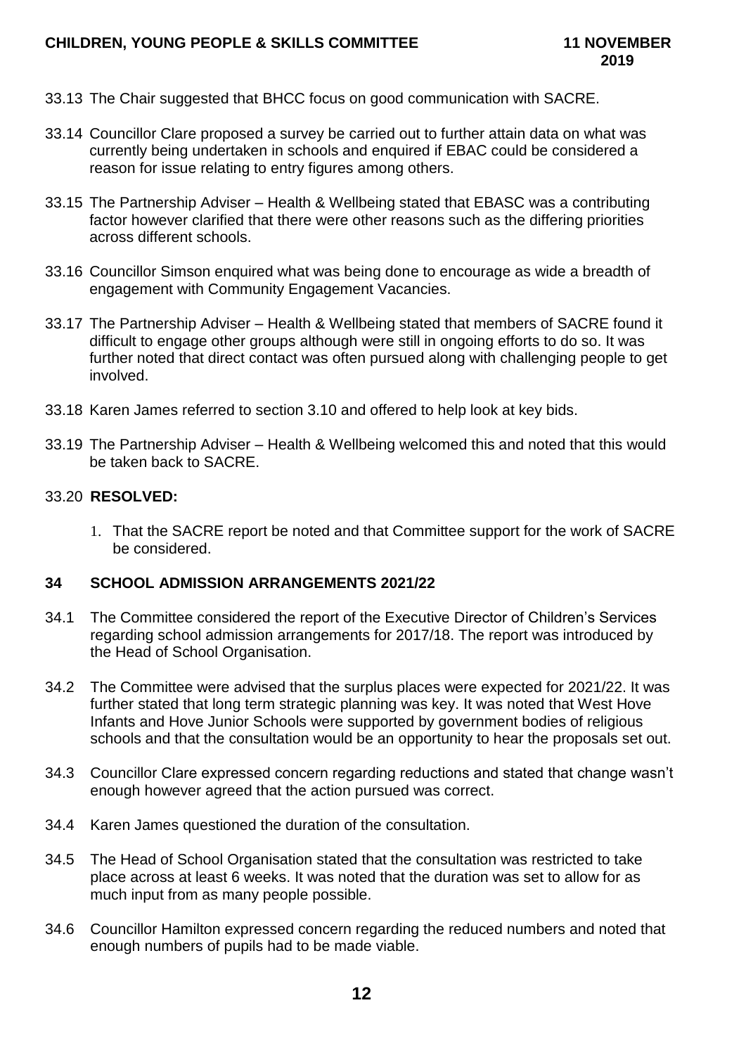33.13 The Chair suggested that BHCC focus on good communication with SACRE.

33.14 Councillor Clare proposed a survey be carried out to further attain data on what was currently being undertaken in schools and enquired if EBAC could be considered a reason for issue relating to entry figures among others.

33.15 The Partnership Adviser – Health & Wellbeing stated that EBASC was a contributing factor however clarified that there were other reasons such as the differing priorities across different schools.

33.16 Councillor Simson enquired what was being done to encourage as wide a breadth of engagement with Community Engagement Vacancies.

33.17 The Partnership Adviser – Health & Wellbeing stated that members of SACRE found it difficult to engage other groups although were still in ongoing efforts to do so. It was further noted that direct contact was often pursued along with challenging people to get involved.

33.18 Karen James referred to section 3.10 and offered to help look at key bids.

33.19 The Partnership Adviser – Health & Wellbeing welcomed this and noted that this would be taken back to SACRE.

33.20 **RESOLVED:**

1. That the SACRE report be noted and that Committee support for the work of SACRE be considered.

## 34 SCHOOL ADMISSION ARRANGEMENTS 2021/22

34.1 The Committee considered the report of the Executive Director of Children's Services regarding school admission arrangements for 2017/18. The report was introduced by the Head of School Organisation.

34.2 The Committee were advised that the surplus places were expected for 2021/22. It was further stated that long term strategic planning was key. It was noted that West Hove Infants and Hove Junior Schools were supported by government bodies of religious schools and that the consultation would be an opportunity to hear the proposals set out.

34.3 Councillor Clare expressed concern regarding reductions and stated that change wasn't enough however agreed that the action pursued was correct.

34.4 Karen James questioned the duration of the consultation.

34.5 The Head of School Organisation stated that the consultation was restricted to take place across at least 6 weeks. It was noted that the duration was set to allow for as much input from as many people possible.

34.6 Councillor Hamilton expressed concern regarding the reduced numbers and noted that enough numbers of pupils had to be made viable.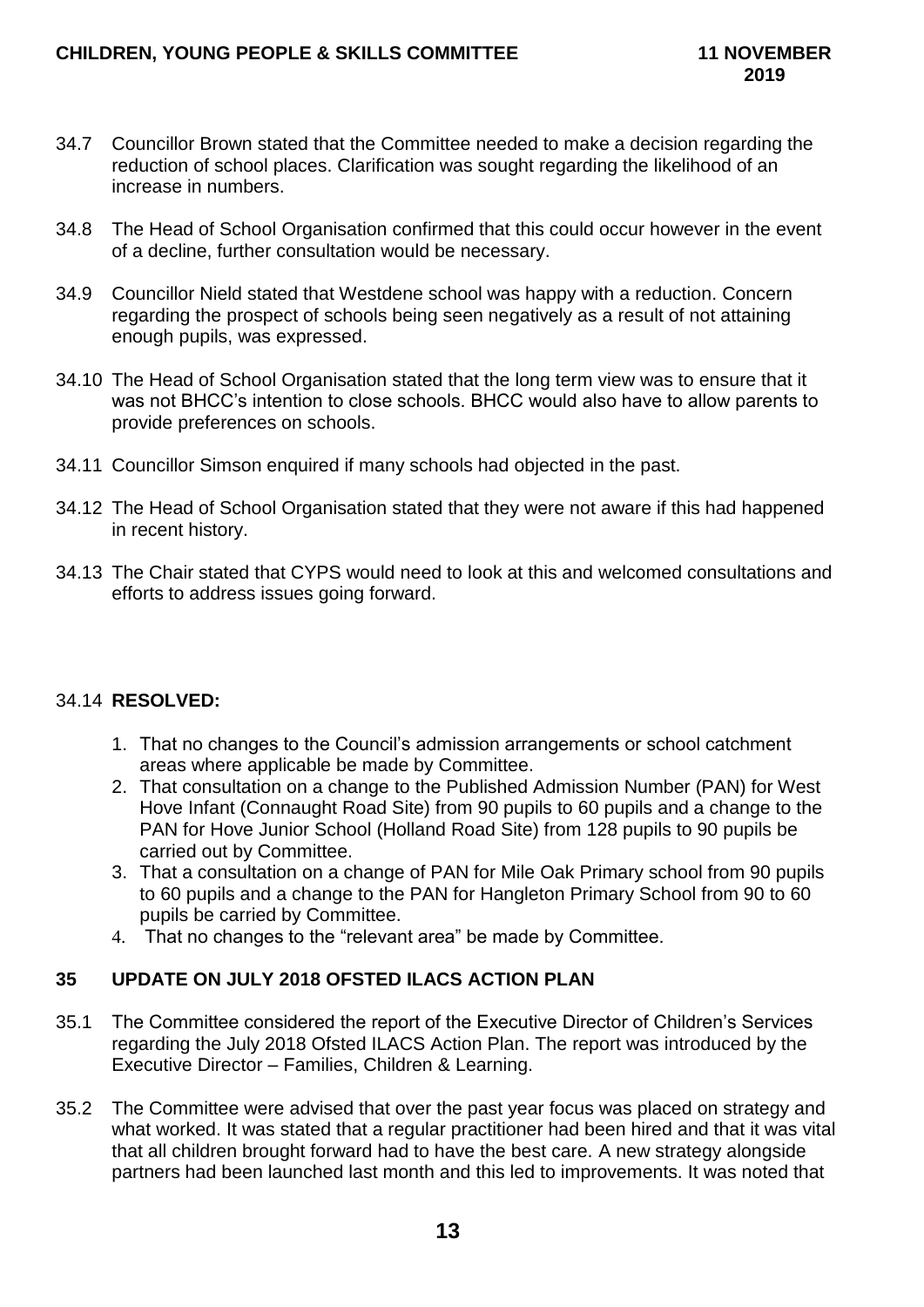34.7 Councillor Brown stated that the Committee needed to make a decision regarding the reduction of school places. Clarification was sought regarding the likelihood of an increase in numbers.

34.8 The Head of School Organisation confirmed that this could occur however in the event of a decline, further consultation would be necessary.

34.9 Councillor Nield stated that Westdene school was happy with a reduction. Concern regarding the prospect of schools being seen negatively as a result of not attaining enough pupils, was expressed.

34.10 The Head of School Organisation stated that the long term view was to ensure that it was not BHCC's intention to close schools. BHCC would also have to allow parents to provide preferences on schools.

34.11 Councillor Simson enquired if many schools had objected in the past.

34.12 The Head of School Organisation stated that they were not aware if this had happened in recent history.

34.13 The Chair stated that CYPS would need to look at this and welcomed consultations and efforts to address issues going forward.

34.14 **RESOLVED:**

1. That no changes to the Council's admission arrangements or school catchment areas where applicable be made by Committee.
2. That consultation on a change to the Published Admission Number (PAN) for West Hove Infant (Connaught Road Site) from 90 pupils to 60 pupils and a change to the PAN for Hove Junior School (Holland Road Site) from 128 pupils to 90 pupils be carried out by Committee.
3. That a consultation on a change of PAN for Mile Oak Primary school from 90 pupils to 60 pupils and a change to the PAN for Hangleton Primary School from 90 to 60 pupils be carried by Committee.
4. That no changes to the "relevant area" be made by Committee.

## 35 UPDATE ON JULY 2018 OFSTED ILACS ACTION PLAN

35.1 The Committee considered the report of the Executive Director of Children's Services regarding the July 2018 Ofsted ILACS Action Plan. The report was introduced by the Executive Director – Families, Children & Learning.

35.2 The Committee were advised that over the past year focus was placed on strategy and what worked. It was stated that a regular practitioner had been hired and that it was vital that all children brought forward had to have the best care. A new strategy alongside partners had been launched last month and this led to improvements. It was noted that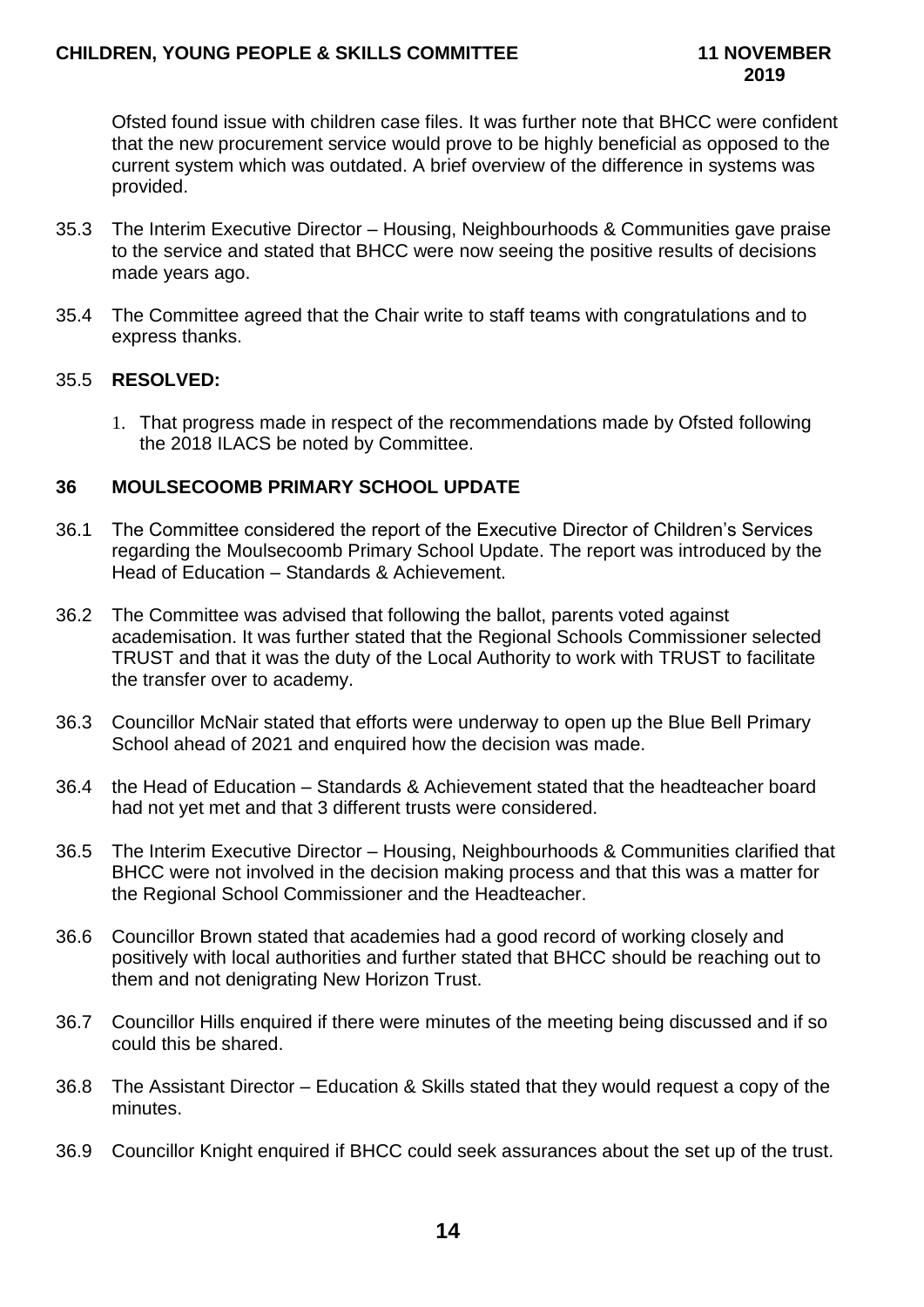Ofsted found issue with children case files. It was further note that BHCC were confident that the new procurement service would prove to be highly beneficial as opposed to the current system which was outdated. A brief overview of the difference in systems was provided.

35.3 The Interim Executive Director – Housing, Neighbourhoods & Communities gave praise to the service and stated that BHCC were now seeing the positive results of decisions made years ago.

35.4 The Committee agreed that the Chair write to staff teams with congratulations and to express thanks.

35.5 **RESOLVED:**

1. That progress made in respect of the recommendations made by Ofsted following the 2018 ILACS be noted by Committee.

## 36 MOULSECOOMB PRIMARY SCHOOL UPDATE

36.1 The Committee considered the report of the Executive Director of Children's Services regarding the Moulsecoomb Primary School Update. The report was introduced by the Head of Education – Standards & Achievement.

36.2 The Committee was advised that following the ballot, parents voted against academisation. It was further stated that the Regional Schools Commissioner selected TRUST and that it was the duty of the Local Authority to work with TRUST to facilitate the transfer over to academy.

36.3 Councillor McNair stated that efforts were underway to open up the Blue Bell Primary School ahead of 2021 and enquired how the decision was made.

36.4 the Head of Education – Standards & Achievement stated that the headteacher board had not yet met and that 3 different trusts were considered.

36.5 The Interim Executive Director – Housing, Neighbourhoods & Communities clarified that BHCC were not involved in the decision making process and that this was a matter for the Regional School Commissioner and the Headteacher.

36.6 Councillor Brown stated that academies had a good record of working closely and positively with local authorities and further stated that BHCC should be reaching out to them and not denigrating New Horizon Trust.

36.7 Councillor Hills enquired if there were minutes of the meeting being discussed and if so could this be shared.

36.8 The Assistant Director – Education & Skills stated that they would request a copy of the minutes.

36.9 Councillor Knight enquired if BHCC could seek assurances about the set up of the trust.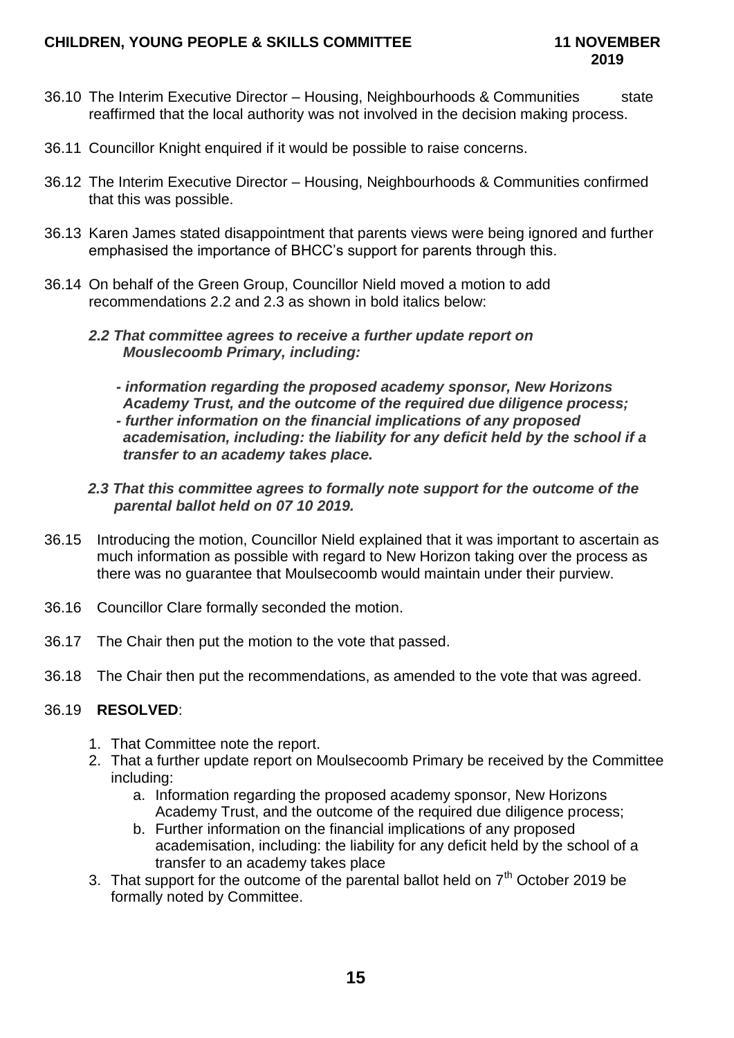36.10 The Interim Executive Director – Housing, Neighbourhoods & Communities state reaffirmed that the local authority was not involved in the decision making process.

36.11 Councillor Knight enquired if it would be possible to raise concerns.

36.12 The Interim Executive Director – Housing, Neighbourhoods & Communities confirmed that this was possible.

36.13 Karen James stated disappointment that parents views were being ignored and further emphasised the importance of BHCC's support for parents through this.

36.14 On behalf of the Green Group, Councillor Nield moved a motion to add recommendations 2.2 and 2.3 as shown in bold italics below:

***2.2 That committee agrees to receive a further update report on Mouslecoomb Primary, including:***

***- information regarding the proposed academy sponsor, New Horizons Academy Trust, and the outcome of the required due diligence process;***
***- further information on the financial implications of any proposed academisation, including: the liability for any deficit held by the school if a transfer to an academy takes place.***

***2.3 That this committee agrees to formally note support for the outcome of the parental ballot held on 07 10 2019.***

36.15 Introducing the motion, Councillor Nield explained that it was important to ascertain as much information as possible with regard to New Horizon taking over the process as there was no guarantee that Moulsecoomb would maintain under their purview.

36.16 Councillor Clare formally seconded the motion.

36.17 The Chair then put the motion to the vote that passed.

36.18 The Chair then put the recommendations, as amended to the vote that was agreed.

36.19 **RESOLVED**:

1. That Committee note the report.
2. That a further update report on Moulsecoomb Primary be received by the Committee including:
   a. Information regarding the proposed academy sponsor, New Horizons Academy Trust, and the outcome of the required due diligence process;
   b. Further information on the financial implications of any proposed academisation, including: the liability for any deficit held by the school of a transfer to an academy takes place
3. That support for the outcome of the parental ballot held on 7th October 2019 be formally noted by Committee.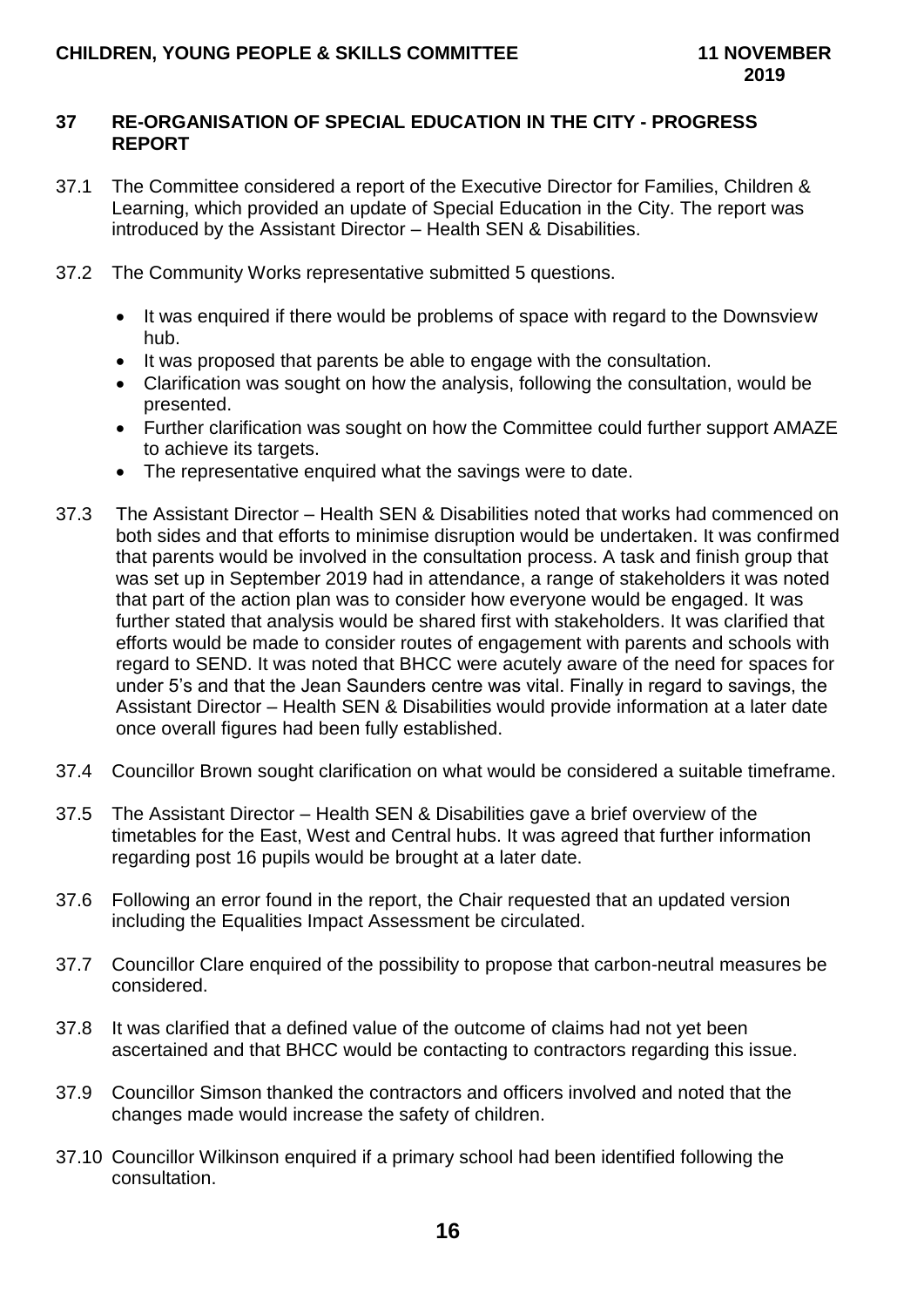## 37 RE-ORGANISATION OF SPECIAL EDUCATION IN THE CITY - PROGRESS REPORT

37.1 The Committee considered a report of the Executive Director for Families, Children & Learning, which provided an update of Special Education in the City. The report was introduced by the Assistant Director – Health SEN & Disabilities.

37.2 The Community Works representative submitted 5 questions.

- It was enquired if there would be problems of space with regard to the Downsview hub.
- It was proposed that parents be able to engage with the consultation.
- Clarification was sought on how the analysis, following the consultation, would be presented.
- Further clarification was sought on how the Committee could further support AMAZE to achieve its targets.
- The representative enquired what the savings were to date.

37.3 The Assistant Director – Health SEN & Disabilities noted that works had commenced on both sides and that efforts to minimise disruption would be undertaken. It was confirmed that parents would be involved in the consultation process. A task and finish group that was set up in September 2019 had in attendance, a range of stakeholders it was noted that part of the action plan was to consider how everyone would be engaged. It was further stated that analysis would be shared first with stakeholders. It was clarified that efforts would be made to consider routes of engagement with parents and schools with regard to SEND. It was noted that BHCC were acutely aware of the need for spaces for under 5's and that the Jean Saunders centre was vital. Finally in regard to savings, the Assistant Director – Health SEN & Disabilities would provide information at a later date once overall figures had been fully established.

37.4 Councillor Brown sought clarification on what would be considered a suitable timeframe.

37.5 The Assistant Director – Health SEN & Disabilities gave a brief overview of the timetables for the East, West and Central hubs. It was agreed that further information regarding post 16 pupils would be brought at a later date.

37.6 Following an error found in the report, the Chair requested that an updated version including the Equalities Impact Assessment be circulated.

37.7 Councillor Clare enquired of the possibility to propose that carbon-neutral measures be considered.

37.8 It was clarified that a defined value of the outcome of claims had not yet been ascertained and that BHCC would be contacting to contractors regarding this issue.

37.9 Councillor Simson thanked the contractors and officers involved and noted that the changes made would increase the safety of children.

37.10 Councillor Wilkinson enquired if a primary school had been identified following the consultation.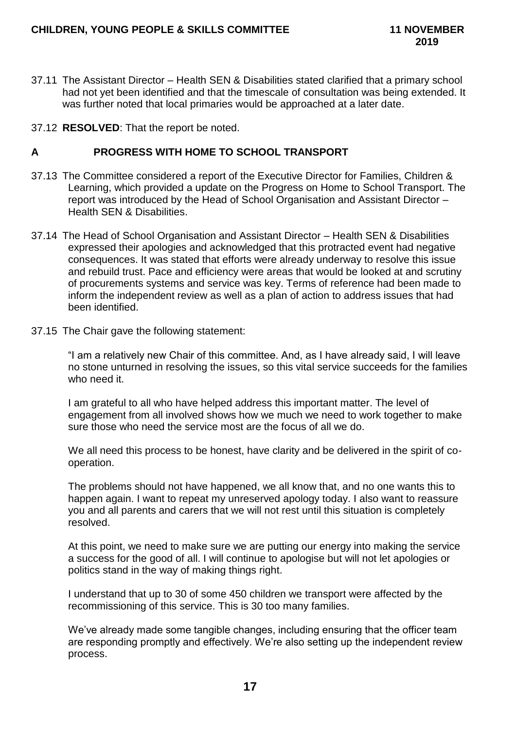37.11 The Assistant Director – Health SEN & Disabilities stated clarified that a primary school had not yet been identified and that the timescale of consultation was being extended. It was further noted that local primaries would be approached at a later date.

37.12 **RESOLVED**: That the report be noted.

## A PROGRESS WITH HOME TO SCHOOL TRANSPORT

37.13 The Committee considered a report of the Executive Director for Families, Children & Learning, which provided a update on the Progress on Home to School Transport. The report was introduced by the Head of School Organisation and Assistant Director – Health SEN & Disabilities.

37.14 The Head of School Organisation and Assistant Director – Health SEN & Disabilities expressed their apologies and acknowledged that this protracted event had negative consequences. It was stated that efforts were already underway to resolve this issue and rebuild trust. Pace and efficiency were areas that would be looked at and scrutiny of procurements systems and service was key. Terms of reference had been made to inform the independent review as well as a plan of action to address issues that had been identified.

37.15 The Chair gave the following statement:

> "I am a relatively new Chair of this committee. And, as I have already said, I will leave no stone unturned in resolving the issues, so this vital service succeeds for the families who need it.
>
> I am grateful to all who have helped address this important matter. The level of engagement from all involved shows how we much we need to work together to make sure those who need the service most are the focus of all we do.
>
> We all need this process to be honest, have clarity and be delivered in the spirit of co-operation.
>
> The problems should not have happened, we all know that, and no one wants this to happen again. I want to repeat my unreserved apology today. I also want to reassure you and all parents and carers that we will not rest until this situation is completely resolved.
>
> At this point, we need to make sure we are putting our energy into making the service a success for the good of all. I will continue to apologise but will not let apologies or politics stand in the way of making things right.
>
> I understand that up to 30 of some 450 children we transport were affected by the recommissioning of this service. This is 30 too many families.
>
> We've already made some tangible changes, including ensuring that the officer team are responding promptly and effectively. We're also setting up the independent review process.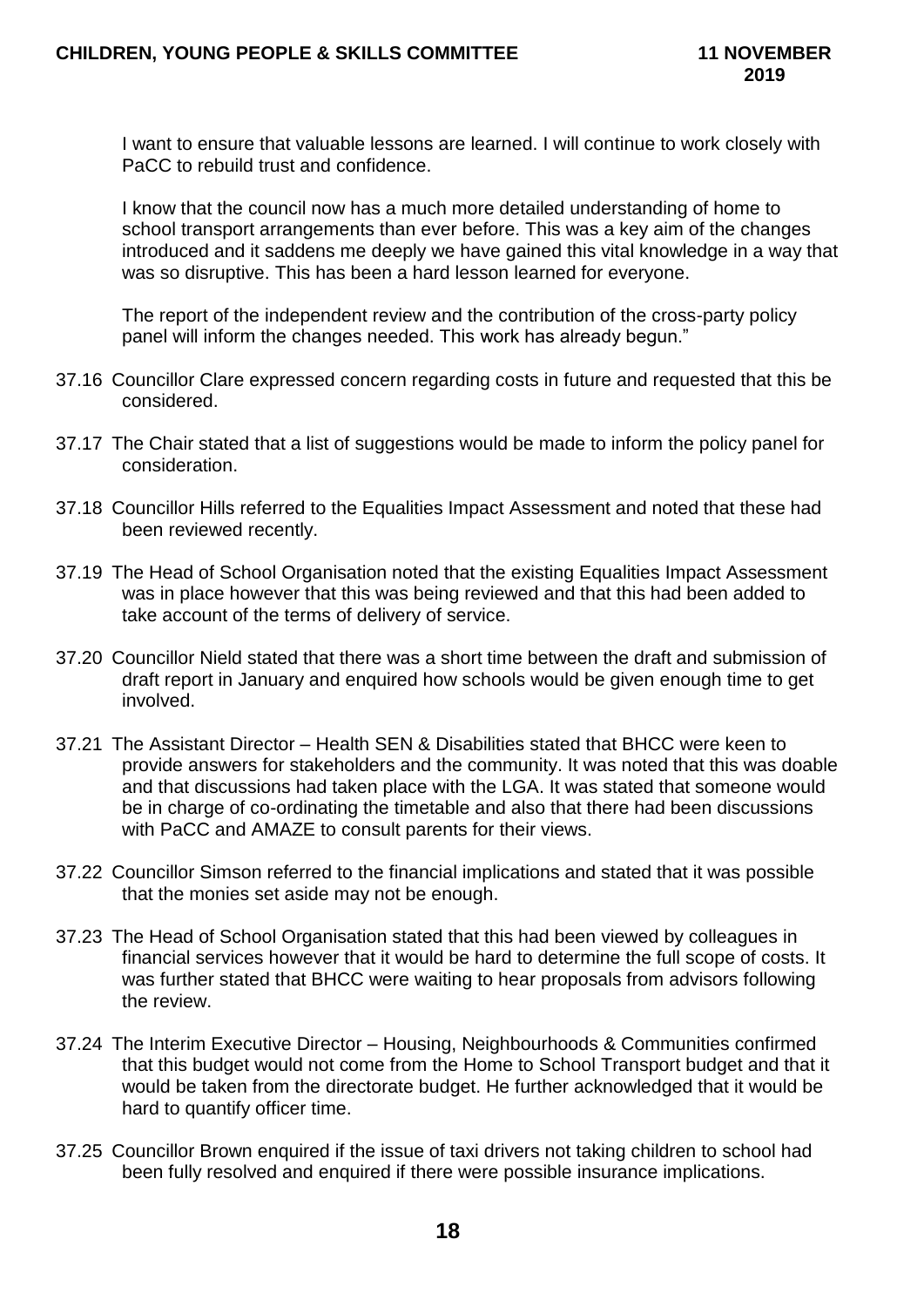I want to ensure that valuable lessons are learned. I will continue to work closely with PaCC to rebuild trust and confidence.

I know that the council now has a much more detailed understanding of home to school transport arrangements than ever before. This was a key aim of the changes introduced and it saddens me deeply we have gained this vital knowledge in a way that was so disruptive. This has been a hard lesson learned for everyone.

The report of the independent review and the contribution of the cross-party policy panel will inform the changes needed. This work has already begun."

37.16 Councillor Clare expressed concern regarding costs in future and requested that this be considered.

37.17 The Chair stated that a list of suggestions would be made to inform the policy panel for consideration.

37.18 Councillor Hills referred to the Equalities Impact Assessment and noted that these had been reviewed recently.

37.19 The Head of School Organisation noted that the existing Equalities Impact Assessment was in place however that this was being reviewed and that this had been added to take account of the terms of delivery of service.

37.20 Councillor Nield stated that there was a short time between the draft and submission of draft report in January and enquired how schools would be given enough time to get involved.

37.21 The Assistant Director – Health SEN & Disabilities stated that BHCC were keen to provide answers for stakeholders and the community. It was noted that this was doable and that discussions had taken place with the LGA. It was stated that someone would be in charge of co-ordinating the timetable and also that there had been discussions with PaCC and AMAZE to consult parents for their views.

37.22 Councillor Simson referred to the financial implications and stated that it was possible that the monies set aside may not be enough.

37.23 The Head of School Organisation stated that this had been viewed by colleagues in financial services however that it would be hard to determine the full scope of costs. It was further stated that BHCC were waiting to hear proposals from advisors following the review.

37.24 The Interim Executive Director – Housing, Neighbourhoods & Communities confirmed that this budget would not come from the Home to School Transport budget and that it would be taken from the directorate budget. He further acknowledged that it would be hard to quantify officer time.

37.25 Councillor Brown enquired if the issue of taxi drivers not taking children to school had been fully resolved and enquired if there were possible insurance implications.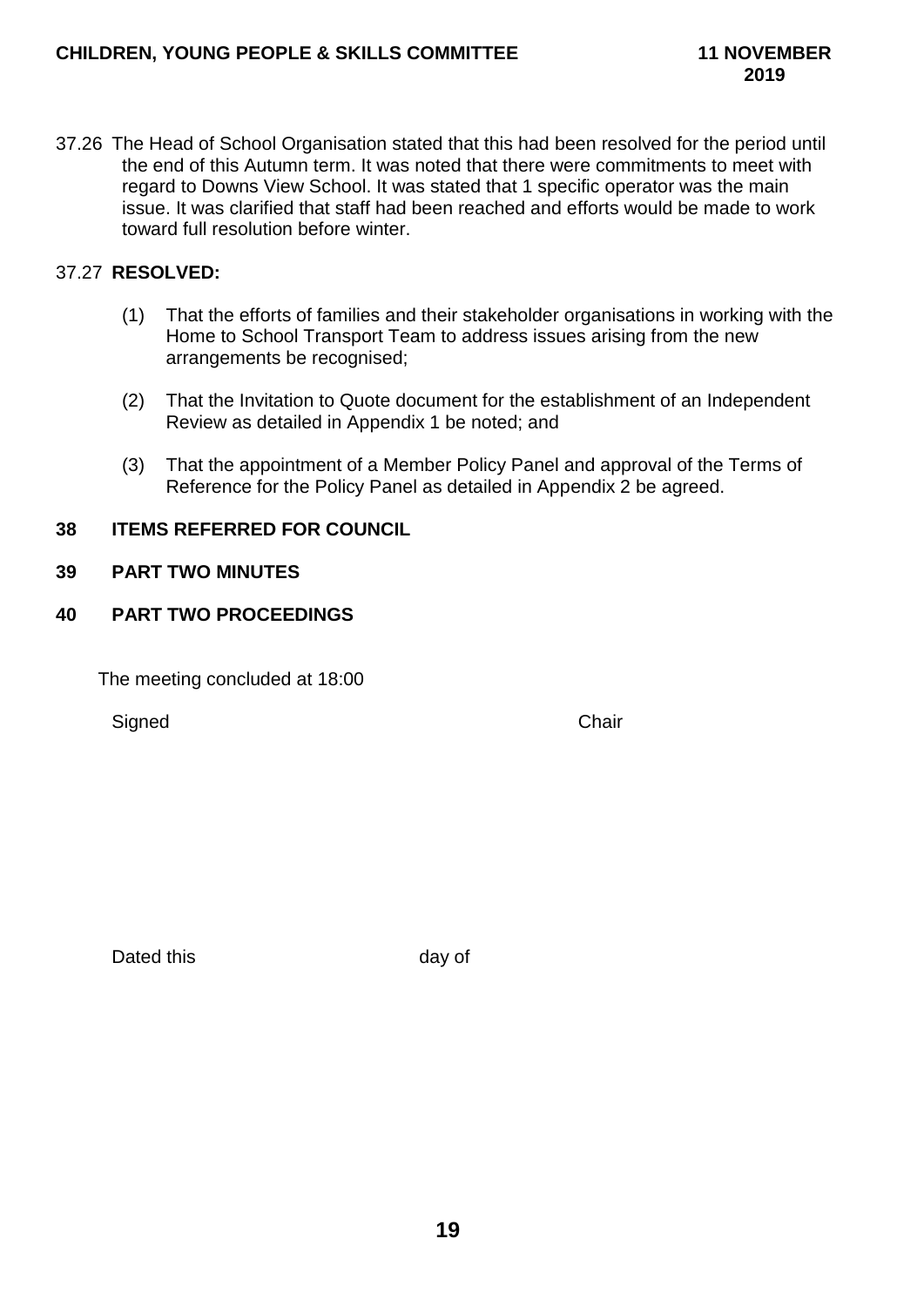37.26 The Head of School Organisation stated that this had been resolved for the period until the end of this Autumn term. It was noted that there were commitments to meet with regard to Downs View School. It was stated that 1 specific operator was the main issue. It was clarified that staff had been reached and efforts would be made to work toward full resolution before winter.

37.27 **RESOLVED:**

(1) That the efforts of families and their stakeholder organisations in working with the Home to School Transport Team to address issues arising from the new arrangements be recognised;

(2) That the Invitation to Quote document for the establishment of an Independent Review as detailed in Appendix 1 be noted; and

(3) That the appointment of a Member Policy Panel and approval of the Terms of Reference for the Policy Panel as detailed in Appendix 2 be agreed.

## 38 ITEMS REFERRED FOR COUNCIL

## 39 PART TWO MINUTES

## 40 PART TWO PROCEEDINGS

The meeting concluded at 18:00

Signed Chair

Dated this day of